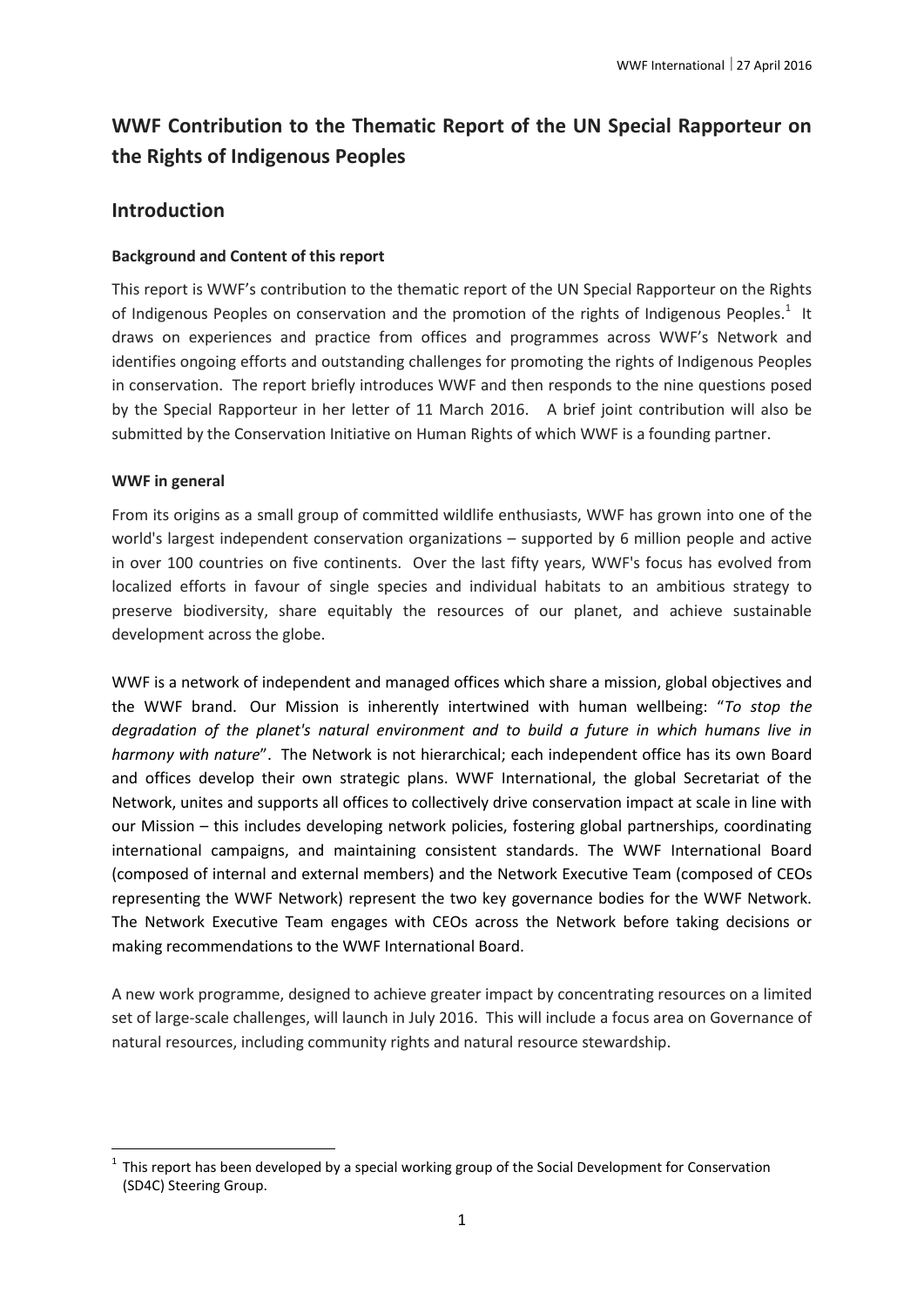# WWF Contribution to the Thematic Report of the UN Special Rapporteur on the Rights of Indigenous Peoples

## Introduction

### Background and Content of this report

This report is WWF's contribution to the thematic report of the UN Special Rapporteur on the Rights of Indigenous Peoples on conservation and the promotion of the rights of Indigenous Peoples.[1] It draws on experiences and practice from offices and programmes across WWF's Network and identifies ongoing efforts and outstanding challenges for promoting the rights of Indigenous Peoples in conservation. The report briefly introduces WWF and then responds to the nine questions posed by the Special Rapporteur in her letter of 11 March 2016. A brief joint contribution will also be submitted by the Conservation Initiative on Human Rights of which WWF is a founding partner.

### WWF in general

From its origins as a small group of committed wildlife enthusiasts, WWF has grown into one of the world's largest independent conservation organizations – supported by 6 million people and active in over 100 countries on five continents. Over the last fifty years, WWF's focus has evolved from localized efforts in favour of single species and individual habitats to an ambitious strategy to preserve biodiversity, share equitably the resources of our planet, and achieve sustainable development across the globe.

WWF is a network of independent and managed offices which share a mission, global objectives and the WWF brand. Our Mission is inherently intertwined with human wellbeing: "*To stop the degradation of the planet's natural environment and to build a future in which humans live in harmony with nature*". The Network is not hierarchical; each independent office has its own Board and offices develop their own strategic plans. WWF International, the global Secretariat of the Network, unites and supports all offices to collectively drive conservation impact at scale in line with our Mission – this includes developing network policies, fostering global partnerships, coordinating international campaigns, and maintaining consistent standards. The WWF International Board (composed of internal and external members) and the Network Executive Team (composed of CEOs representing the WWF Network) represent the two key governance bodies for the WWF Network. The Network Executive Team engages with CEOs across the Network before taking decisions or making recommendations to the WWF International Board.

A new work programme, designed to achieve greater impact by concentrating resources on a limited set of large-scale challenges, will launch in July 2016. This will include a focus area on Governance of natural resources, including community rights and natural resource stewardship.

---

[1] This report has been developed by a special working group of the Social Development for Conservation (SD4C) Steering Group.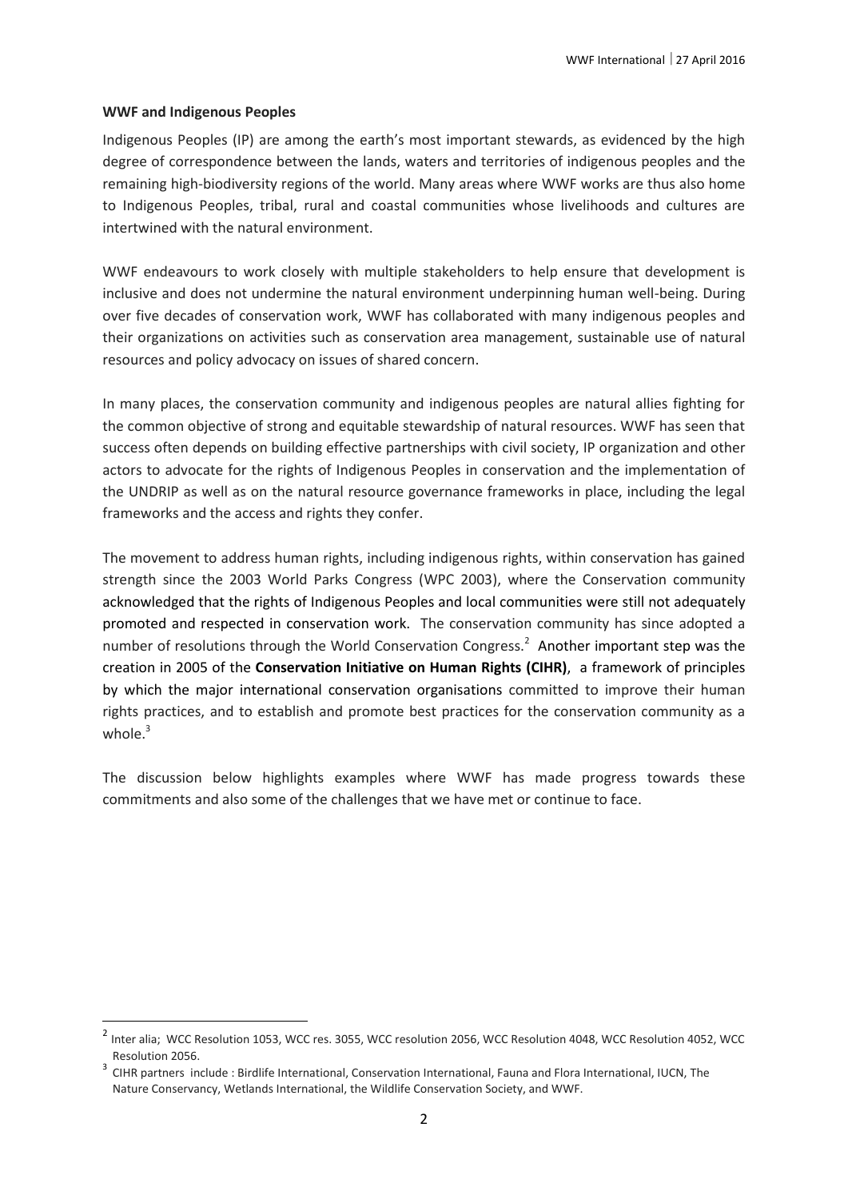**WWF and Indigenous Peoples**

Indigenous Peoples (IP) are among the earth's most important stewards, as evidenced by the high degree of correspondence between the lands, waters and territories of indigenous peoples and the remaining high-biodiversity regions of the world. Many areas where WWF works are thus also home to Indigenous Peoples, tribal, rural and coastal communities whose livelihoods and cultures are intertwined with the natural environment.

WWF endeavours to work closely with multiple stakeholders to help ensure that development is inclusive and does not undermine the natural environment underpinning human well-being. During over five decades of conservation work, WWF has collaborated with many indigenous peoples and their organizations on activities such as conservation area management, sustainable use of natural resources and policy advocacy on issues of shared concern.

In many places, the conservation community and indigenous peoples are natural allies fighting for the common objective of strong and equitable stewardship of natural resources. WWF has seen that success often depends on building effective partnerships with civil society, IP organization and other actors to advocate for the rights of Indigenous Peoples in conservation and the implementation of the UNDRIP as well as on the natural resource governance frameworks in place, including the legal frameworks and the access and rights they confer.

The movement to address human rights, including indigenous rights, within conservation has gained strength since the 2003 World Parks Congress (WPC 2003), where the Conservation community acknowledged that the rights of Indigenous Peoples and local communities were still not adequately promoted and respected in conservation work. The conservation community has since adopted a number of resolutions through the World Conservation Congress.[2] Another important step was the creation in 2005 of the **Conservation Initiative on Human Rights (CIHR)**, a framework of principles by which the major international conservation organisations committed to improve their human rights practices, and to establish and promote best practices for the conservation community as a whole.[3]

The discussion below highlights examples where WWF has made progress towards these commitments and also some of the challenges that we have met or continue to face.

---

[2] Inter alia; WCC Resolution 1053, WCC res. 3055, WCC resolution 2056, WCC Resolution 4048, WCC Resolution 4052, WCC Resolution 2056.

[3] CIHR partners include : Birdlife International, Conservation International, Fauna and Flora International, IUCN, The Nature Conservancy, Wetlands International, the Wildlife Conservation Society, and WWF.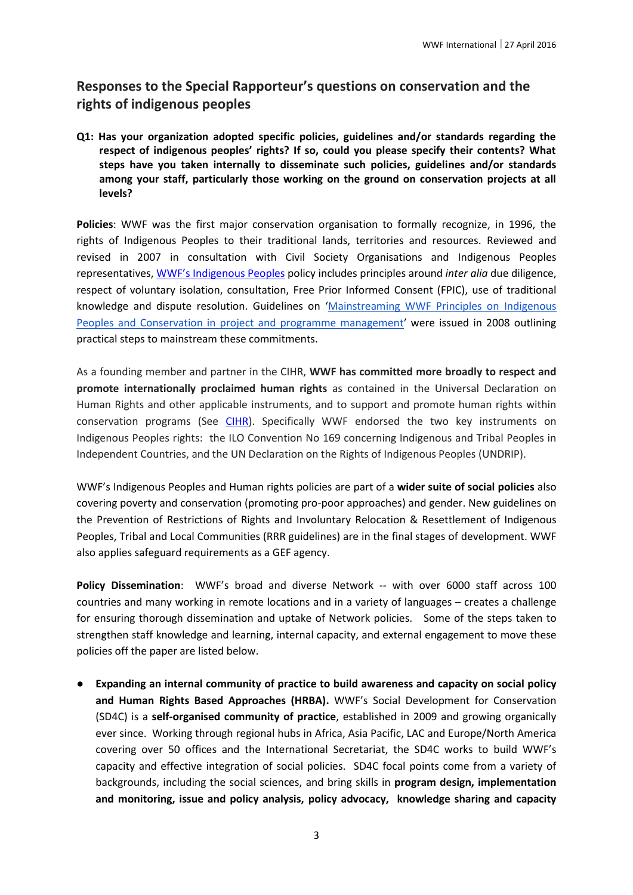## Responses to the Special Rapporteur's questions on conservation and the rights of indigenous peoples

**Q1: Has your organization adopted specific policies, guidelines and/or standards regarding the respect of indigenous peoples' rights? If so, could you please specify their contents? What steps have you taken internally to disseminate such policies, guidelines and/or standards among your staff, particularly those working on the ground on conservation projects at all levels?**

**Policies**: WWF was the first major conservation organisation to formally recognize, in 1996, the rights of Indigenous Peoples to their traditional lands, territories and resources. Reviewed and revised in 2007 in consultation with Civil Society Organisations and Indigenous Peoples representatives, WWF's Indigenous Peoples policy includes principles around *inter alia* due diligence, respect of voluntary isolation, consultation, Free Prior Informed Consent (FPIC), use of traditional knowledge and dispute resolution. Guidelines on 'Mainstreaming WWF Principles on Indigenous Peoples and Conservation in project and programme management' were issued in 2008 outlining practical steps to mainstream these commitments.

As a founding member and partner in the CIHR, **WWF has committed more broadly to respect and promote internationally proclaimed human rights** as contained in the Universal Declaration on Human Rights and other applicable instruments, and to support and promote human rights within conservation programs (See CIHR). Specifically WWF endorsed the two key instruments on Indigenous Peoples rights: the ILO Convention No 169 concerning Indigenous and Tribal Peoples in Independent Countries, and the UN Declaration on the Rights of Indigenous Peoples (UNDRIP).

WWF's Indigenous Peoples and Human rights policies are part of a **wider suite of social policies** also covering poverty and conservation (promoting pro-poor approaches) and gender. New guidelines on the Prevention of Restrictions of Rights and Involuntary Relocation & Resettlement of Indigenous Peoples, Tribal and Local Communities (RRR guidelines) are in the final stages of development. WWF also applies safeguard requirements as a GEF agency.

**Policy Dissemination**: WWF's broad and diverse Network -- with over 6000 staff across 100 countries and many working in remote locations and in a variety of languages – creates a challenge for ensuring thorough dissemination and uptake of Network policies. Some of the steps taken to strengthen staff knowledge and learning, internal capacity, and external engagement to move these policies off the paper are listed below.

- **Expanding an internal community of practice to build awareness and capacity on social policy and Human Rights Based Approaches (HRBA).** WWF's Social Development for Conservation (SD4C) is a **self-organised community of practice**, established in 2009 and growing organically ever since. Working through regional hubs in Africa, Asia Pacific, LAC and Europe/North America covering over 50 offices and the International Secretariat, the SD4C works to build WWF's capacity and effective integration of social policies. SD4C focal points come from a variety of backgrounds, including the social sciences, and bring skills in **program design, implementation and monitoring, issue and policy analysis, policy advocacy, knowledge sharing and capacity**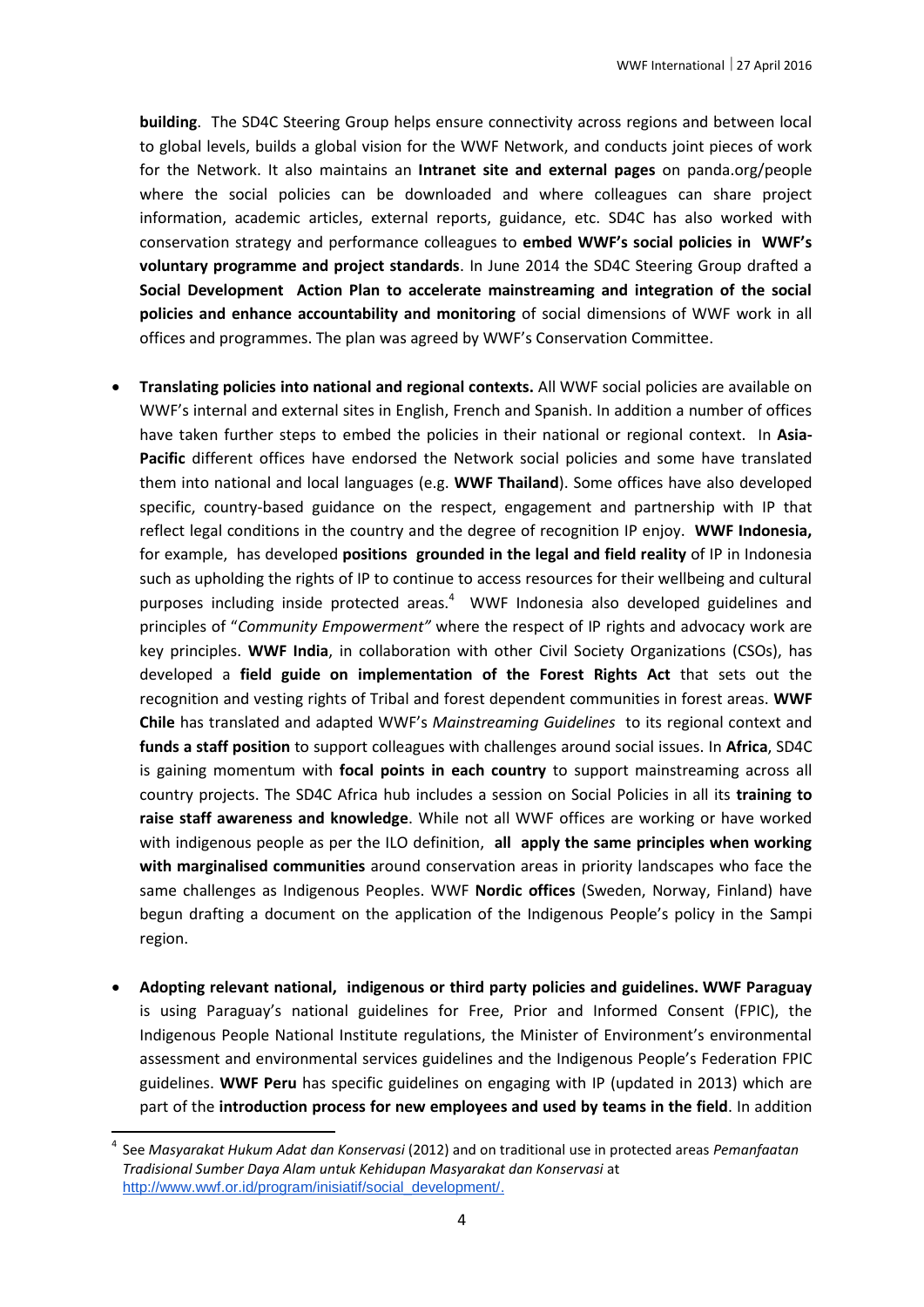**building**. The SD4C Steering Group helps ensure connectivity across regions and between local to global levels, builds a global vision for the WWF Network, and conducts joint pieces of work for the Network. It also maintains an **Intranet site and external pages** on panda.org/people where the social policies can be downloaded and where colleagues can share project information, academic articles, external reports, guidance, etc. SD4C has also worked with conservation strategy and performance colleagues to **embed WWF's social policies in WWF's voluntary programme and project standards**. In June 2014 the SD4C Steering Group drafted a **Social Development Action Plan to accelerate mainstreaming and integration of the social policies and enhance accountability and monitoring** of social dimensions of WWF work in all offices and programmes. The plan was agreed by WWF's Conservation Committee.

- **Translating policies into national and regional contexts.** All WWF social policies are available on WWF's internal and external sites in English, French and Spanish. In addition a number of offices have taken further steps to embed the policies in their national or regional context. In **Asia-Pacific** different offices have endorsed the Network social policies and some have translated them into national and local languages (e.g. **WWF Thailand**). Some offices have also developed specific, country-based guidance on the respect, engagement and partnership with IP that reflect legal conditions in the country and the degree of recognition IP enjoy. **WWF Indonesia,** for example, has developed **positions grounded in the legal and field reality** of IP in Indonesia such as upholding the rights of IP to continue to access resources for their wellbeing and cultural purposes including inside protected areas.[4] WWF Indonesia also developed guidelines and principles of "*Community Empowerment"* where the respect of IP rights and advocacy work are key principles. **WWF India**, in collaboration with other Civil Society Organizations (CSOs), has developed a **field guide on implementation of the Forest Rights Act** that sets out the recognition and vesting rights of Tribal and forest dependent communities in forest areas. **WWF Chile** has translated and adapted WWF's *Mainstreaming Guidelines* to its regional context and **funds a staff position** to support colleagues with challenges around social issues. In **Africa**, SD4C is gaining momentum with **focal points in each country** to support mainstreaming across all country projects. The SD4C Africa hub includes a session on Social Policies in all its **training to raise staff awareness and knowledge**. While not all WWF offices are working or have worked with indigenous people as per the ILO definition, **all apply the same principles when working with marginalised communities** around conservation areas in priority landscapes who face the same challenges as Indigenous Peoples. WWF **Nordic offices** (Sweden, Norway, Finland) have begun drafting a document on the application of the Indigenous People's policy in the Sampi region.

- **Adopting relevant national, indigenous or third party policies and guidelines. WWF Paraguay** is using Paraguay's national guidelines for Free, Prior and Informed Consent (FPIC), the Indigenous People National Institute regulations, the Minister of Environment's environmental assessment and environmental services guidelines and the Indigenous People's Federation FPIC guidelines. **WWF Peru** has specific guidelines on engaging with IP (updated in 2013) which are part of the **introduction process for new employees and used by teams in the field**. In addition

[4] See *Masyarakat Hukum Adat dan Konservasi* (2012) and on traditional use in protected areas *Pemanfaatan Tradisional Sumber Daya Alam untuk Kehidupan Masyarakat dan Konservasi* at http://www.wwf.or.id/program/inisiatif/social_development/.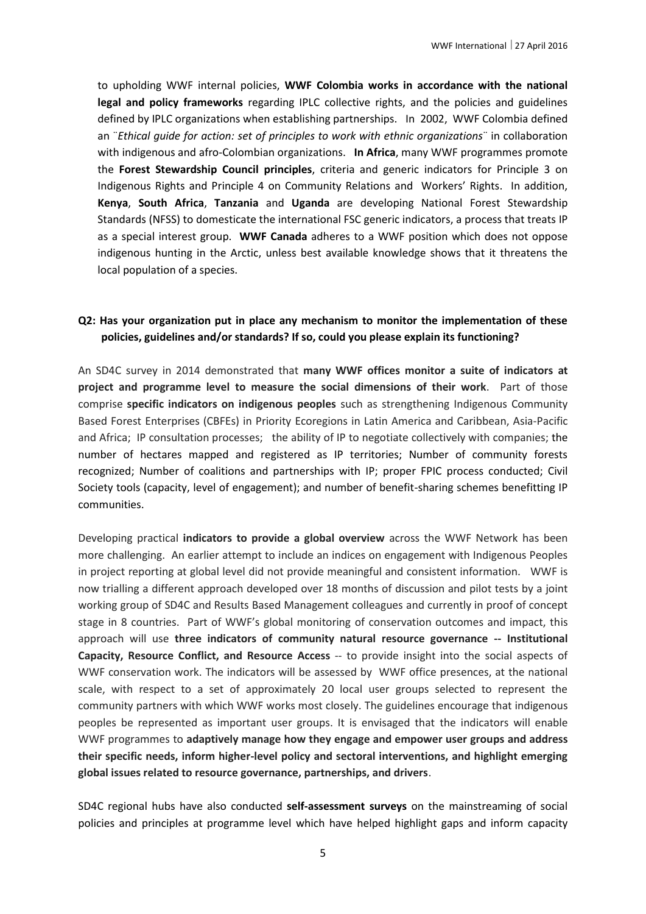to upholding WWF internal policies, **WWF Colombia works in accordance with the national legal and policy frameworks** regarding IPLC collective rights, and the policies and guidelines defined by IPLC organizations when establishing partnerships. In 2002, WWF Colombia defined an ¨*Ethical guide for action: set of principles to work with ethnic organizations*¨ in collaboration with indigenous and afro-Colombian organizations. **In Africa**, many WWF programmes promote the **Forest Stewardship Council principles**, criteria and generic indicators for Principle 3 on Indigenous Rights and Principle 4 on Community Relations and Workers' Rights. In addition, **Kenya**, **South Africa**, **Tanzania** and **Uganda** are developing National Forest Stewardship Standards (NFSS) to domesticate the international FSC generic indicators, a process that treats IP as a special interest group. **WWF Canada** adheres to a WWF position which does not oppose indigenous hunting in the Arctic, unless best available knowledge shows that it threatens the local population of a species.

**Q2: Has your organization put in place any mechanism to monitor the implementation of these policies, guidelines and/or standards? If so, could you please explain its functioning?**

An SD4C survey in 2014 demonstrated that **many WWF offices monitor a suite of indicators at project and programme level to measure the social dimensions of their work**. Part of those comprise **specific indicators on indigenous peoples** such as strengthening Indigenous Community Based Forest Enterprises (CBFEs) in Priority Ecoregions in Latin America and Caribbean, Asia-Pacific and Africa; IP consultation processes; the ability of IP to negotiate collectively with companies; the number of hectares mapped and registered as IP territories; Number of community forests recognized; Number of coalitions and partnerships with IP; proper FPIC process conducted; Civil Society tools (capacity, level of engagement); and number of benefit-sharing schemes benefitting IP communities.

Developing practical **indicators to provide a global overview** across the WWF Network has been more challenging. An earlier attempt to include an indices on engagement with Indigenous Peoples in project reporting at global level did not provide meaningful and consistent information. WWF is now trialling a different approach developed over 18 months of discussion and pilot tests by a joint working group of SD4C and Results Based Management colleagues and currently in proof of concept stage in 8 countries. Part of WWF's global monitoring of conservation outcomes and impact, this approach will use **three indicators of community natural resource governance -- Institutional Capacity, Resource Conflict, and Resource Access** -- to provide insight into the social aspects of WWF conservation work. The indicators will be assessed by WWF office presences, at the national scale, with respect to a set of approximately 20 local user groups selected to represent the community partners with which WWF works most closely. The guidelines encourage that indigenous peoples be represented as important user groups. It is envisaged that the indicators will enable WWF programmes to **adaptively manage how they engage and empower user groups and address their specific needs, inform higher-level policy and sectoral interventions, and highlight emerging global issues related to resource governance, partnerships, and drivers**.

SD4C regional hubs have also conducted **self-assessment surveys** on the mainstreaming of social policies and principles at programme level which have helped highlight gaps and inform capacity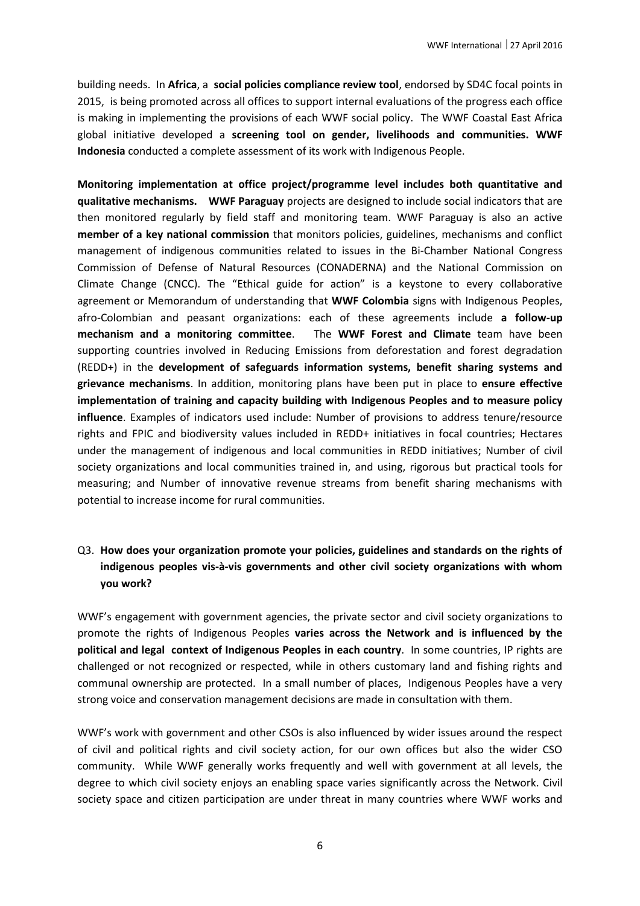building needs. In **Africa**, a **social policies compliance review tool**, endorsed by SD4C focal points in 2015, is being promoted across all offices to support internal evaluations of the progress each office is making in implementing the provisions of each WWF social policy. The WWF Coastal East Africa global initiative developed a **screening tool on gender, livelihoods and communities. WWF Indonesia** conducted a complete assessment of its work with Indigenous People.

**Monitoring implementation at office project/programme level includes both quantitative and qualitative mechanisms. WWF Paraguay** projects are designed to include social indicators that are then monitored regularly by field staff and monitoring team. WWF Paraguay is also an active **member of a key national commission** that monitors policies, guidelines, mechanisms and conflict management of indigenous communities related to issues in the Bi-Chamber National Congress Commission of Defense of Natural Resources (CONADERNA) and the National Commission on Climate Change (CNCC). The "Ethical guide for action" is a keystone to every collaborative agreement or Memorandum of understanding that **WWF Colombia** signs with Indigenous Peoples, afro-Colombian and peasant organizations: each of these agreements include **a follow-up mechanism and a monitoring committee**. The **WWF Forest and Climate** team have been supporting countries involved in Reducing Emissions from deforestation and forest degradation (REDD+) in the **development of safeguards information systems, benefit sharing systems and grievance mechanisms**. In addition, monitoring plans have been put in place to **ensure effective implementation of training and capacity building with Indigenous Peoples and to measure policy influence**. Examples of indicators used include: Number of provisions to address tenure/resource rights and FPIC and biodiversity values included in REDD+ initiatives in focal countries; Hectares under the management of indigenous and local communities in REDD initiatives; Number of civil society organizations and local communities trained in, and using, rigorous but practical tools for measuring; and Number of innovative revenue streams from benefit sharing mechanisms with potential to increase income for rural communities.

Q3. **How does your organization promote your policies, guidelines and standards on the rights of indigenous peoples vis-à-vis governments and other civil society organizations with whom you work?**

WWF's engagement with government agencies, the private sector and civil society organizations to promote the rights of Indigenous Peoples **varies across the Network and is influenced by the political and legal context of Indigenous Peoples in each country**. In some countries, IP rights are challenged or not recognized or respected, while in others customary land and fishing rights and communal ownership are protected. In a small number of places, Indigenous Peoples have a very strong voice and conservation management decisions are made in consultation with them.

WWF's work with government and other CSOs is also influenced by wider issues around the respect of civil and political rights and civil society action, for our own offices but also the wider CSO community. While WWF generally works frequently and well with government at all levels, the degree to which civil society enjoys an enabling space varies significantly across the Network. Civil society space and citizen participation are under threat in many countries where WWF works and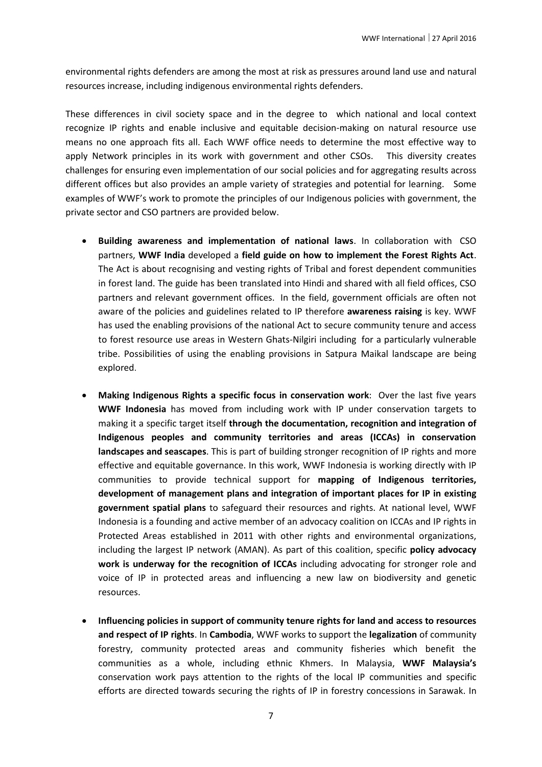environmental rights defenders are among the most at risk as pressures around land use and natural resources increase, including indigenous environmental rights defenders.

These differences in civil society space and in the degree to which national and local context recognize IP rights and enable inclusive and equitable decision-making on natural resource use means no one approach fits all. Each WWF office needs to determine the most effective way to apply Network principles in its work with government and other CSOs. This diversity creates challenges for ensuring even implementation of our social policies and for aggregating results across different offices but also provides an ample variety of strategies and potential for learning. Some examples of WWF's work to promote the principles of our Indigenous policies with government, the private sector and CSO partners are provided below.

- **Building awareness and implementation of national laws**. In collaboration with CSO partners, **WWF India** developed a **field guide on how to implement the Forest Rights Act**. The Act is about recognising and vesting rights of Tribal and forest dependent communities in forest land. The guide has been translated into Hindi and shared with all field offices, CSO partners and relevant government offices. In the field, government officials are often not aware of the policies and guidelines related to IP therefore **awareness raising** is key. WWF has used the enabling provisions of the national Act to secure community tenure and access to forest resource use areas in Western Ghats-Nilgiri including for a particularly vulnerable tribe. Possibilities of using the enabling provisions in Satpura Maikal landscape are being explored.

- **Making Indigenous Rights a specific focus in conservation work**: Over the last five years **WWF Indonesia** has moved from including work with IP under conservation targets to making it a specific target itself **through the documentation, recognition and integration of Indigenous peoples and community territories and areas (ICCAs) in conservation landscapes and seascapes**. This is part of building stronger recognition of IP rights and more effective and equitable governance. In this work, WWF Indonesia is working directly with IP communities to provide technical support for **mapping of Indigenous territories, development of management plans and integration of important places for IP in existing government spatial plans** to safeguard their resources and rights. At national level, WWF Indonesia is a founding and active member of an advocacy coalition on ICCAs and IP rights in Protected Areas established in 2011 with other rights and environmental organizations, including the largest IP network (AMAN). As part of this coalition, specific **policy advocacy work is underway for the recognition of ICCAs** including advocating for stronger role and voice of IP in protected areas and influencing a new law on biodiversity and genetic resources.

- **Influencing policies in support of community tenure rights for land and access to resources and respect of IP rights**. In **Cambodia**, WWF works to support the **legalization** of community forestry, community protected areas and community fisheries which benefit the communities as a whole, including ethnic Khmers. In Malaysia, **WWF Malaysia's** conservation work pays attention to the rights of the local IP communities and specific efforts are directed towards securing the rights of IP in forestry concessions in Sarawak. In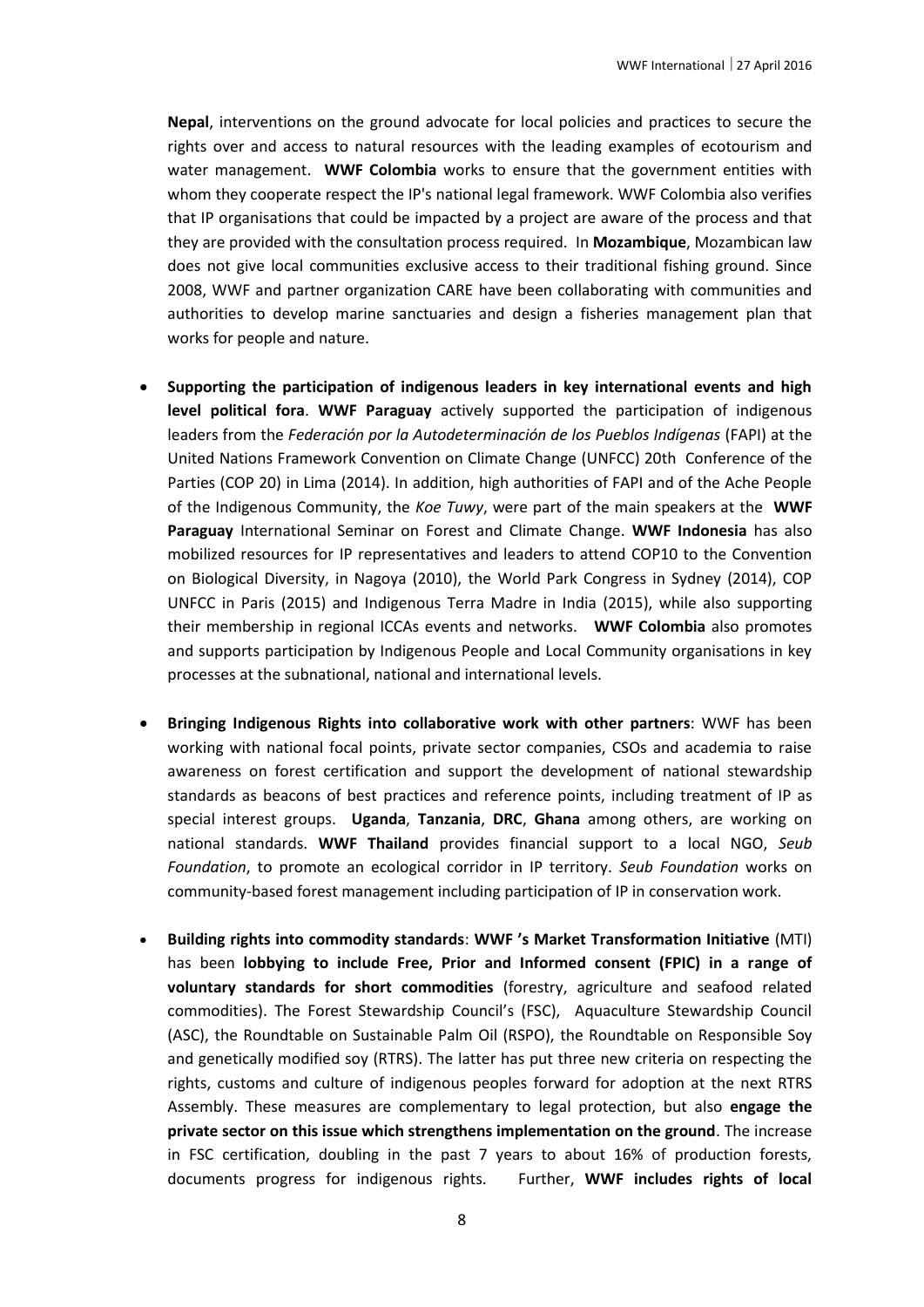**Nepal**, interventions on the ground advocate for local policies and practices to secure the rights over and access to natural resources with the leading examples of ecotourism and water management. **WWF Colombia** works to ensure that the government entities with whom they cooperate respect the IP's national legal framework. WWF Colombia also verifies that IP organisations that could be impacted by a project are aware of the process and that they are provided with the consultation process required. In **Mozambique**, Mozambican law does not give local communities exclusive access to their traditional fishing ground. Since 2008, WWF and partner organization CARE have been collaborating with communities and authorities to develop marine sanctuaries and design a fisheries management plan that works for people and nature.

- **Supporting the participation of indigenous leaders in key international events and high level political fora**. **WWF Paraguay** actively supported the participation of indigenous leaders from the *Federación por la Autodeterminación de los Pueblos Indígenas* (FAPI) at the United Nations Framework Convention on Climate Change (UNFCC) 20th Conference of the Parties (COP 20) in Lima (2014). In addition, high authorities of FAPI and of the Ache People of the Indigenous Community, the *Koe Tuwy*, were part of the main speakers at the **WWF Paraguay** International Seminar on Forest and Climate Change. **WWF Indonesia** has also mobilized resources for IP representatives and leaders to attend COP10 to the Convention on Biological Diversity, in Nagoya (2010), the World Park Congress in Sydney (2014), COP UNFCC in Paris (2015) and Indigenous Terra Madre in India (2015), while also supporting their membership in regional ICCAs events and networks. **WWF Colombia** also promotes and supports participation by Indigenous People and Local Community organisations in key processes at the subnational, national and international levels.

- **Bringing Indigenous Rights into collaborative work with other partners**: WWF has been working with national focal points, private sector companies, CSOs and academia to raise awareness on forest certification and support the development of national stewardship standards as beacons of best practices and reference points, including treatment of IP as special interest groups. **Uganda**, **Tanzania**, **DRC**, **Ghana** among others, are working on national standards. **WWF Thailand** provides financial support to a local NGO, *Seub Foundation*, to promote an ecological corridor in IP territory. *Seub Foundation* works on community-based forest management including participation of IP in conservation work.

- **Building rights into commodity standards**: **WWF 's Market Transformation Initiative** (MTI) has been **lobbying to include Free, Prior and Informed consent (FPIC) in a range of voluntary standards for short commodities** (forestry, agriculture and seafood related commodities). The Forest Stewardship Council's (FSC), Aquaculture Stewardship Council (ASC), the Roundtable on Sustainable Palm Oil (RSPO), the Roundtable on Responsible Soy and genetically modified soy (RTRS). The latter has put three new criteria on respecting the rights, customs and culture of indigenous peoples forward for adoption at the next RTRS Assembly. These measures are complementary to legal protection, but also **engage the private sector on this issue which strengthens implementation on the ground**. The increase in FSC certification, doubling in the past 7 years to about 16% of production forests, documents progress for indigenous rights. Further, **WWF includes rights of local**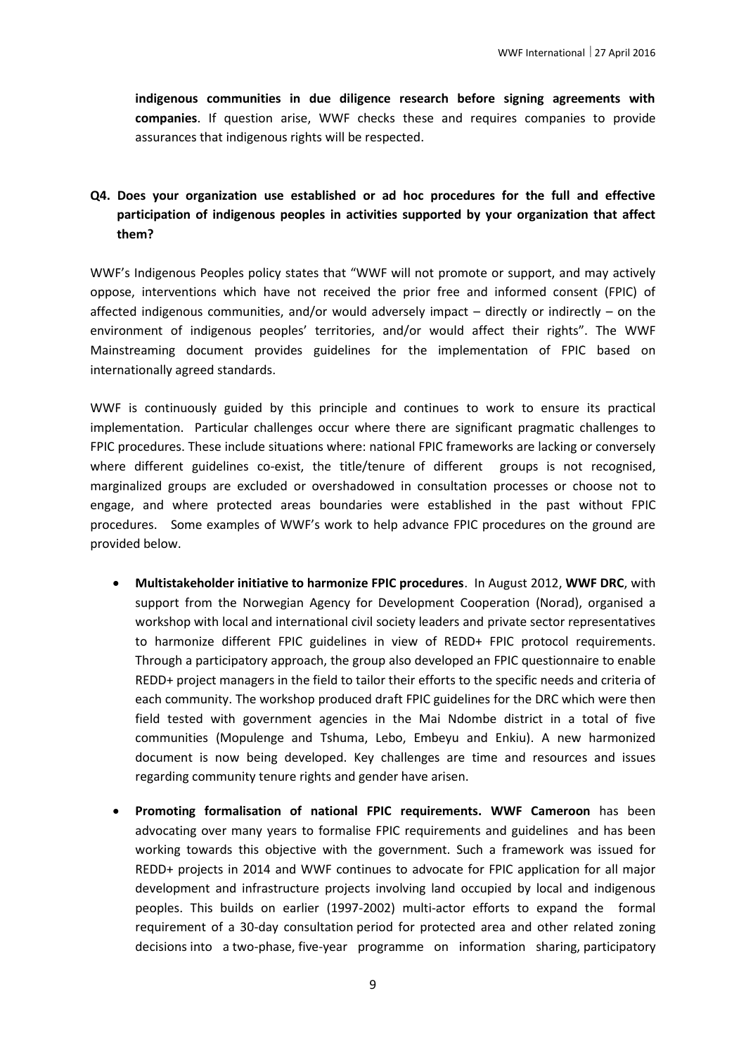**indigenous communities in due diligence research before signing agreements with companies**. If question arise, WWF checks these and requires companies to provide assurances that indigenous rights will be respected.

**Q4. Does your organization use established or ad hoc procedures for the full and effective participation of indigenous peoples in activities supported by your organization that affect them?**

WWF's Indigenous Peoples policy states that "WWF will not promote or support, and may actively oppose, interventions which have not received the prior free and informed consent (FPIC) of affected indigenous communities, and/or would adversely impact – directly or indirectly – on the environment of indigenous peoples' territories, and/or would affect their rights". The WWF Mainstreaming document provides guidelines for the implementation of FPIC based on internationally agreed standards.

WWF is continuously guided by this principle and continues to work to ensure its practical implementation. Particular challenges occur where there are significant pragmatic challenges to FPIC procedures. These include situations where: national FPIC frameworks are lacking or conversely where different guidelines co-exist, the title/tenure of different groups is not recognised, marginalized groups are excluded or overshadowed in consultation processes or choose not to engage, and where protected areas boundaries were established in the past without FPIC procedures. Some examples of WWF's work to help advance FPIC procedures on the ground are provided below.

- **Multistakeholder initiative to harmonize FPIC procedures**. In August 2012, **WWF DRC**, with support from the Norwegian Agency for Development Cooperation (Norad), organised a workshop with local and international civil society leaders and private sector representatives to harmonize different FPIC guidelines in view of REDD+ FPIC protocol requirements. Through a participatory approach, the group also developed an FPIC questionnaire to enable REDD+ project managers in the field to tailor their efforts to the specific needs and criteria of each community. The workshop produced draft FPIC guidelines for the DRC which were then field tested with government agencies in the Mai Ndombe district in a total of five communities (Mopulenge and Tshuma, Lebo, Embeyu and Enkiu). A new harmonized document is now being developed. Key challenges are time and resources and issues regarding community tenure rights and gender have arisen.
- **Promoting formalisation of national FPIC requirements. WWF Cameroon** has been advocating over many years to formalise FPIC requirements and guidelines and has been working towards this objective with the government. Such a framework was issued for REDD+ projects in 2014 and WWF continues to advocate for FPIC application for all major development and infrastructure projects involving land occupied by local and indigenous peoples. This builds on earlier (1997-2002) multi-actor efforts to expand the formal requirement of a 30-day consultation period for protected area and other related zoning decisions into a two-phase, five-year programme on information sharing, participatory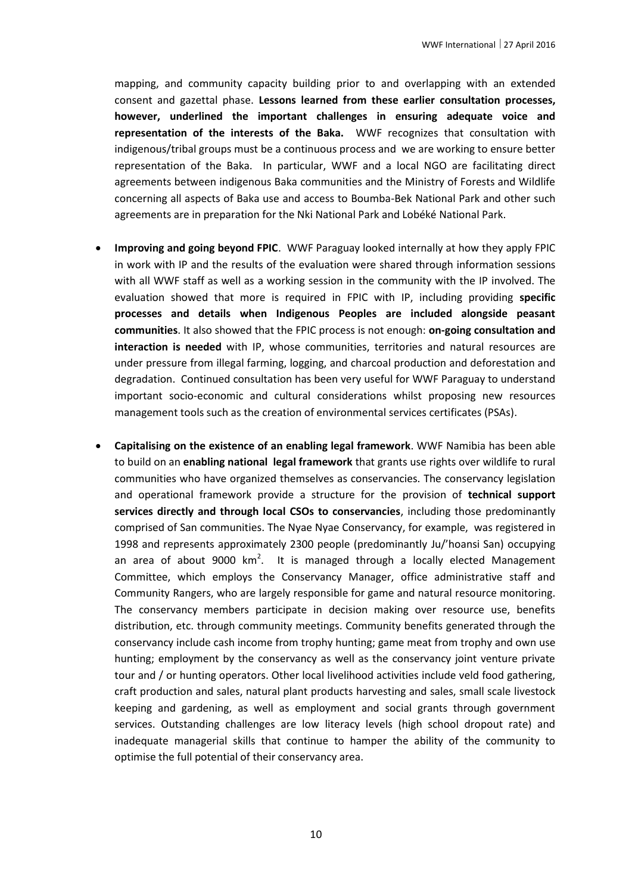mapping, and community capacity building prior to and overlapping with an extended consent and gazettal phase. **Lessons learned from these earlier consultation processes, however, underlined the important challenges in ensuring adequate voice and representation of the interests of the Baka.** WWF recognizes that consultation with indigenous/tribal groups must be a continuous process and we are working to ensure better representation of the Baka. In particular, WWF and a local NGO are facilitating direct agreements between indigenous Baka communities and the Ministry of Forests and Wildlife concerning all aspects of Baka use and access to Boumba-Bek National Park and other such agreements are in preparation for the Nki National Park and Lobéké National Park.

- **Improving and going beyond FPIC**. WWF Paraguay looked internally at how they apply FPIC in work with IP and the results of the evaluation were shared through information sessions with all WWF staff as well as a working session in the community with the IP involved. The evaluation showed that more is required in FPIC with IP, including providing **specific processes and details when Indigenous Peoples are included alongside peasant communities**. It also showed that the FPIC process is not enough: **on-going consultation and interaction is needed** with IP, whose communities, territories and natural resources are under pressure from illegal farming, logging, and charcoal production and deforestation and degradation. Continued consultation has been very useful for WWF Paraguay to understand important socio-economic and cultural considerations whilst proposing new resources management tools such as the creation of environmental services certificates (PSAs).

- **Capitalising on the existence of an enabling legal framework**. WWF Namibia has been able to build on an **enabling national legal framework** that grants use rights over wildlife to rural communities who have organized themselves as conservancies. The conservancy legislation and operational framework provide a structure for the provision of **technical support services directly and through local CSOs to conservancies**, including those predominantly comprised of San communities. The Nyae Nyae Conservancy, for example, was registered in 1998 and represents approximately 2300 people (predominantly Ju/'hoansi San) occupying an area of about 9000 km$^2$. It is managed through a locally elected Management Committee, which employs the Conservancy Manager, office administrative staff and Community Rangers, who are largely responsible for game and natural resource monitoring. The conservancy members participate in decision making over resource use, benefits distribution, etc. through community meetings. Community benefits generated through the conservancy include cash income from trophy hunting; game meat from trophy and own use hunting; employment by the conservancy as well as the conservancy joint venture private tour and / or hunting operators. Other local livelihood activities include veld food gathering, craft production and sales, natural plant products harvesting and sales, small scale livestock keeping and gardening, as well as employment and social grants through government services. Outstanding challenges are low literacy levels (high school dropout rate) and inadequate managerial skills that continue to hamper the ability of the community to optimise the full potential of their conservancy area.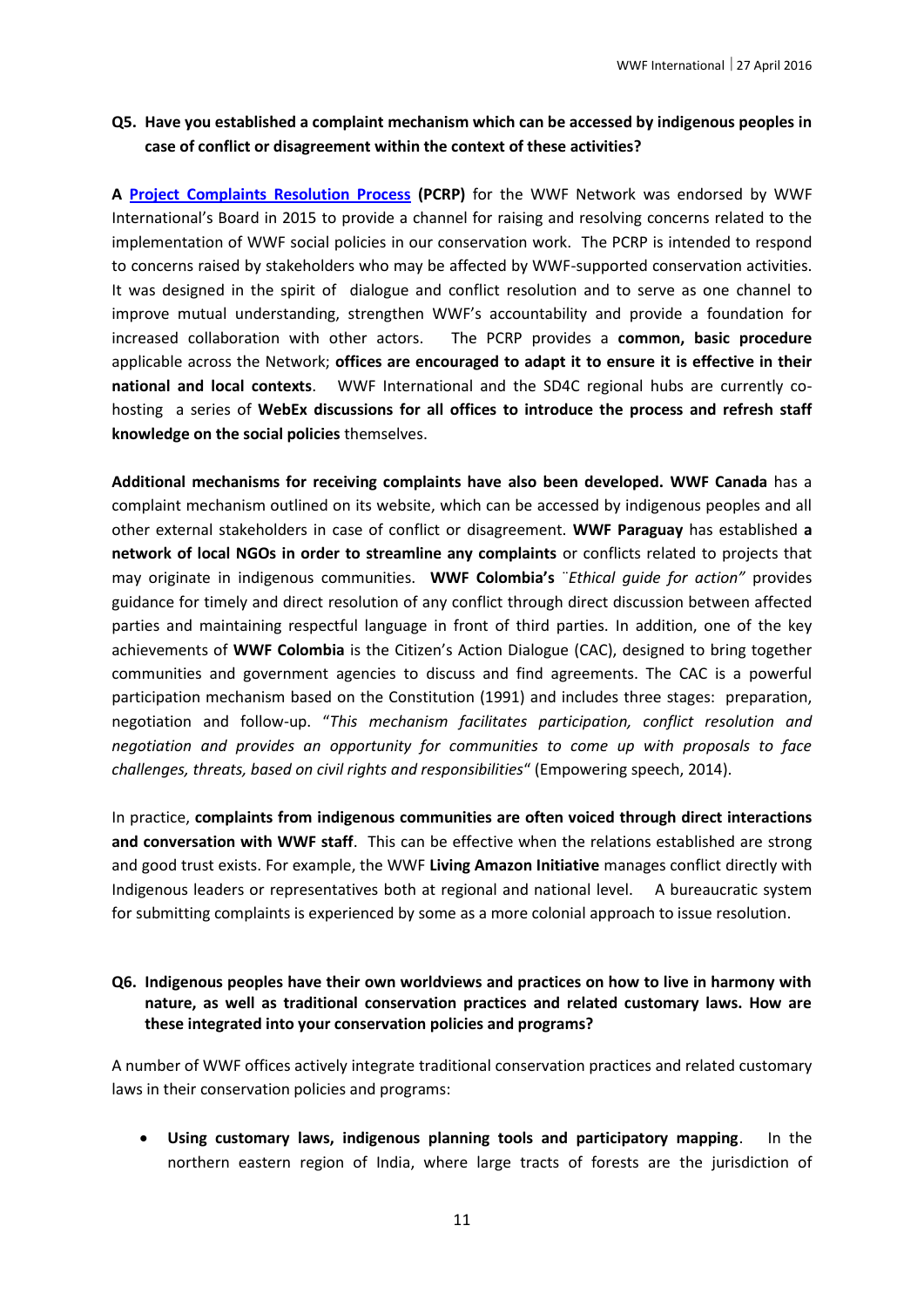**Q5. Have you established a complaint mechanism which can be accessed by indigenous peoples in case of conflict or disagreement within the context of these activities?**

**A [Project Complaints Resolution Process](#) (PCRP)** for the WWF Network was endorsed by WWF International's Board in 2015 to provide a channel for raising and resolving concerns related to the implementation of WWF social policies in our conservation work. The PCRP is intended to respond to concerns raised by stakeholders who may be affected by WWF-supported conservation activities. It was designed in the spirit of dialogue and conflict resolution and to serve as one channel to improve mutual understanding, strengthen WWF's accountability and provide a foundation for increased collaboration with other actors. The PCRP provides a **common, basic procedure** applicable across the Network; **offices are encouraged to adapt it to ensure it is effective in their national and local contexts**. WWF International and the SD4C regional hubs are currently co-hosting a series of **WebEx discussions for all offices to introduce the process and refresh staff knowledge on the social policies** themselves.

**Additional mechanisms for receiving complaints have also been developed. WWF Canada** has a complaint mechanism outlined on its website, which can be accessed by indigenous peoples and all other external stakeholders in case of conflict or disagreement. **WWF Paraguay** has established **a network of local NGOs in order to streamline any complaints** or conflicts related to projects that may originate in indigenous communities. **WWF Colombia's** *¨Ethical guide for action"* provides guidance for timely and direct resolution of any conflict through direct discussion between affected parties and maintaining respectful language in front of third parties. In addition, one of the key achievements of **WWF Colombia** is the Citizen's Action Dialogue (CAC), designed to bring together communities and government agencies to discuss and find agreements. The CAC is a powerful participation mechanism based on the Constitution (1991) and includes three stages: preparation, negotiation and follow-up. "*This mechanism facilitates participation, conflict resolution and negotiation and provides an opportunity for communities to come up with proposals to face challenges, threats, based on civil rights and responsibilities*" (Empowering speech, 2014).

In practice, **complaints from indigenous communities are often voiced through direct interactions and conversation with WWF staff**. This can be effective when the relations established are strong and good trust exists. For example, the WWF **Living Amazon Initiative** manages conflict directly with Indigenous leaders or representatives both at regional and national level. A bureaucratic system for submitting complaints is experienced by some as a more colonial approach to issue resolution.

**Q6. Indigenous peoples have their own worldviews and practices on how to live in harmony with nature, as well as traditional conservation practices and related customary laws. How are these integrated into your conservation policies and programs?**

A number of WWF offices actively integrate traditional conservation practices and related customary laws in their conservation policies and programs:

- **Using customary laws, indigenous planning tools and participatory mapping**. In the northern eastern region of India, where large tracts of forests are the jurisdiction of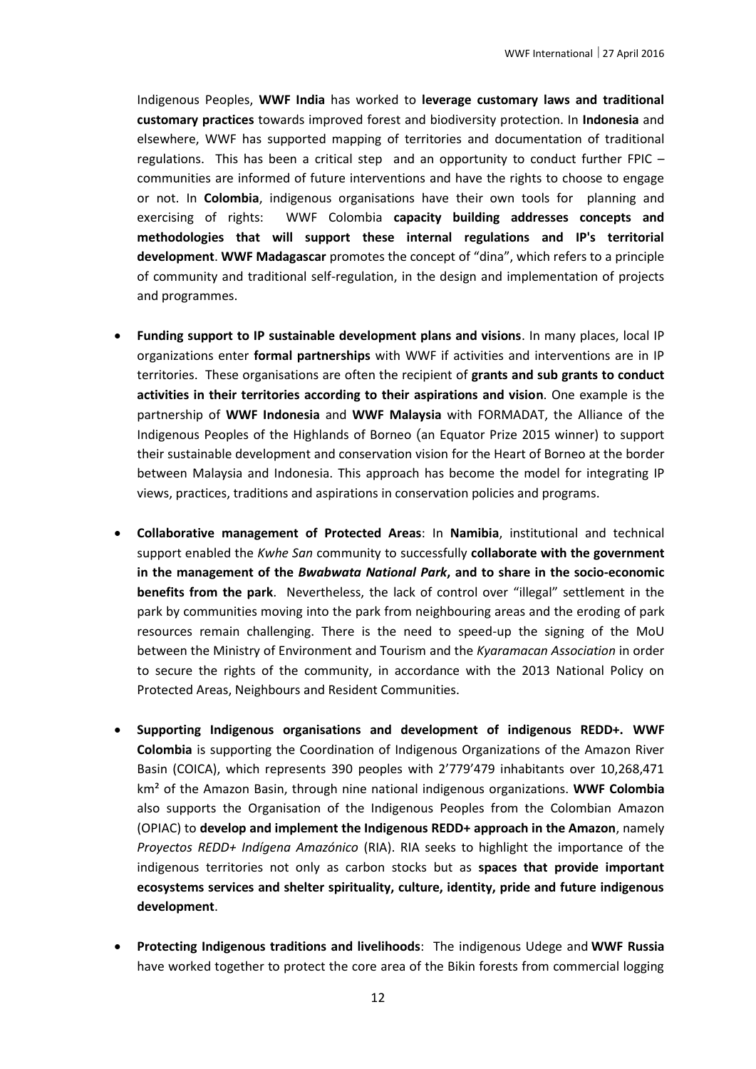Indigenous Peoples, **WWF India** has worked to **leverage customary laws and traditional customary practices** towards improved forest and biodiversity protection. In **Indonesia** and elsewhere, WWF has supported mapping of territories and documentation of traditional regulations. This has been a critical step and an opportunity to conduct further FPIC – communities are informed of future interventions and have the rights to choose to engage or not. In **Colombia**, indigenous organisations have their own tools for planning and exercising of rights: WWF Colombia **capacity building addresses concepts and methodologies that will support these internal regulations and IP's territorial development**. **WWF Madagascar** promotes the concept of "dina", which refers to a principle of community and traditional self-regulation, in the design and implementation of projects and programmes.

- **Funding support to IP sustainable development plans and visions**. In many places, local IP organizations enter **formal partnerships** with WWF if activities and interventions are in IP territories. These organisations are often the recipient of **grants and sub grants to conduct activities in their territories according to their aspirations and vision**. One example is the partnership of **WWF Indonesia** and **WWF Malaysia** with FORMADAT, the Alliance of the Indigenous Peoples of the Highlands of Borneo (an Equator Prize 2015 winner) to support their sustainable development and conservation vision for the Heart of Borneo at the border between Malaysia and Indonesia. This approach has become the model for integrating IP views, practices, traditions and aspirations in conservation policies and programs.

- **Collaborative management of Protected Areas**: In **Namibia**, institutional and technical support enabled the *Kwhe San* community to successfully **collaborate with the government in the management of the *Bwabwata National Park*, and to share in the socio-economic benefits from the park**. Nevertheless, the lack of control over "illegal" settlement in the park by communities moving into the park from neighbouring areas and the eroding of park resources remain challenging. There is the need to speed-up the signing of the MoU between the Ministry of Environment and Tourism and the *Kyaramacan Association* in order to secure the rights of the community, in accordance with the 2013 National Policy on Protected Areas, Neighbours and Resident Communities.

- **Supporting Indigenous organisations and development of indigenous REDD+. WWF Colombia** is supporting the Coordination of Indigenous Organizations of the Amazon River Basin (COICA), which represents 390 peoples with 2'779'479 inhabitants over 10,268,471 km² of the Amazon Basin, through nine national indigenous organizations. **WWF Colombia** also supports the Organisation of the Indigenous Peoples from the Colombian Amazon (OPIAC) to **develop and implement the Indigenous REDD+ approach in the Amazon**, namely *Proyectos REDD+ Indígena Amazónico* (RIA). RIA seeks to highlight the importance of the indigenous territories not only as carbon stocks but as **spaces that provide important ecosystems services and shelter spirituality, culture, identity, pride and future indigenous development**.

- **Protecting Indigenous traditions and livelihoods**: The indigenous Udege and **WWF Russia** have worked together to protect the core area of the Bikin forests from commercial logging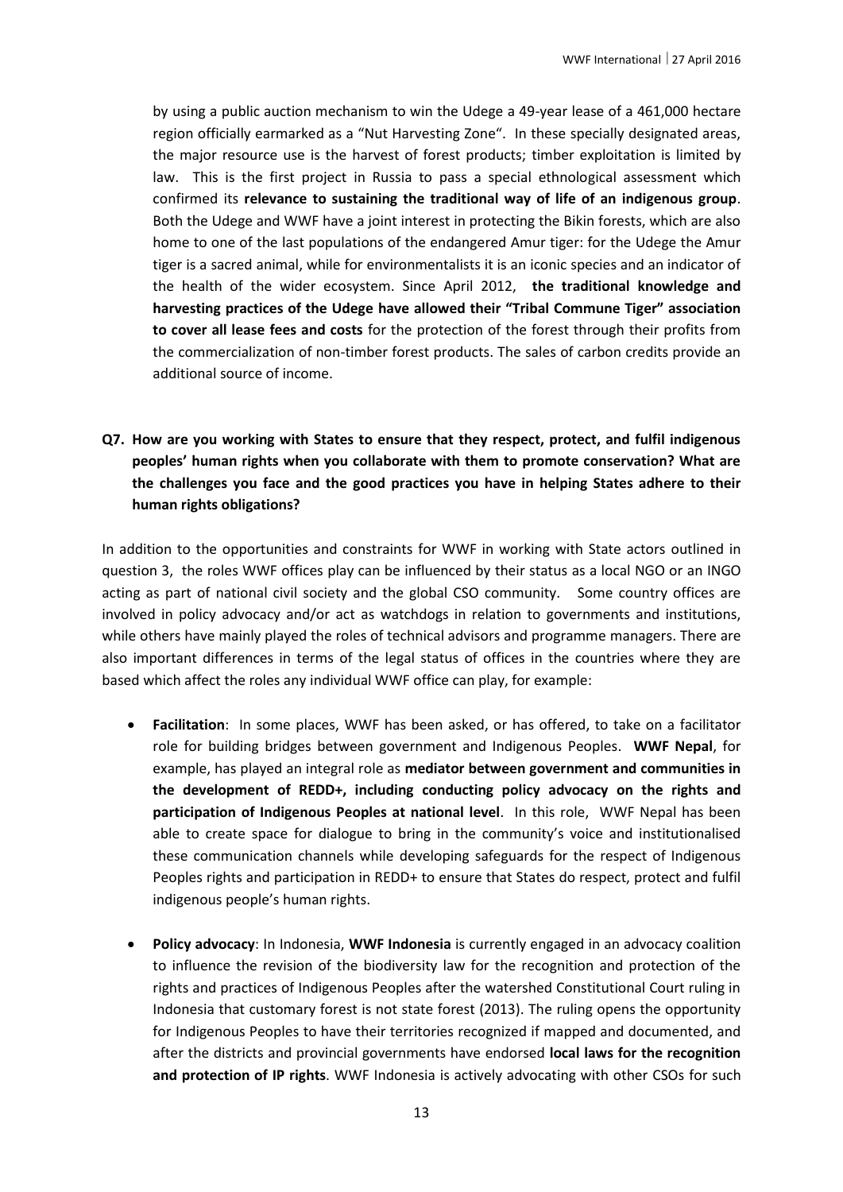by using a public auction mechanism to win the Udege a 49-year lease of a 461,000 hectare region officially earmarked as a "Nut Harvesting Zone". In these specially designated areas, the major resource use is the harvest of forest products; timber exploitation is limited by law. This is the first project in Russia to pass a special ethnological assessment which confirmed its **relevance to sustaining the traditional way of life of an indigenous group**. Both the Udege and WWF have a joint interest in protecting the Bikin forests, which are also home to one of the last populations of the endangered Amur tiger: for the Udege the Amur tiger is a sacred animal, while for environmentalists it is an iconic species and an indicator of the health of the wider ecosystem. Since April 2012, **the traditional knowledge and harvesting practices of the Udege have allowed their "Tribal Commune Tiger" association to cover all lease fees and costs** for the protection of the forest through their profits from the commercialization of non-timber forest products. The sales of carbon credits provide an additional source of income.

**Q7. How are you working with States to ensure that they respect, protect, and fulfil indigenous peoples' human rights when you collaborate with them to promote conservation? What are the challenges you face and the good practices you have in helping States adhere to their human rights obligations?**

In addition to the opportunities and constraints for WWF in working with State actors outlined in question 3, the roles WWF offices play can be influenced by their status as a local NGO or an INGO acting as part of national civil society and the global CSO community. Some country offices are involved in policy advocacy and/or act as watchdogs in relation to governments and institutions, while others have mainly played the roles of technical advisors and programme managers. There are also important differences in terms of the legal status of offices in the countries where they are based which affect the roles any individual WWF office can play, for example:

- **Facilitation**: In some places, WWF has been asked, or has offered, to take on a facilitator role for building bridges between government and Indigenous Peoples. **WWF Nepal**, for example, has played an integral role as **mediator between government and communities in the development of REDD+, including conducting policy advocacy on the rights and participation of Indigenous Peoples at national level**. In this role, WWF Nepal has been able to create space for dialogue to bring in the community's voice and institutionalised these communication channels while developing safeguards for the respect of Indigenous Peoples rights and participation in REDD+ to ensure that States do respect, protect and fulfil indigenous people's human rights.
- **Policy advocacy**: In Indonesia, **WWF Indonesia** is currently engaged in an advocacy coalition to influence the revision of the biodiversity law for the recognition and protection of the rights and practices of Indigenous Peoples after the watershed Constitutional Court ruling in Indonesia that customary forest is not state forest (2013). The ruling opens the opportunity for Indigenous Peoples to have their territories recognized if mapped and documented, and after the districts and provincial governments have endorsed **local laws for the recognition and protection of IP rights**. WWF Indonesia is actively advocating with other CSOs for such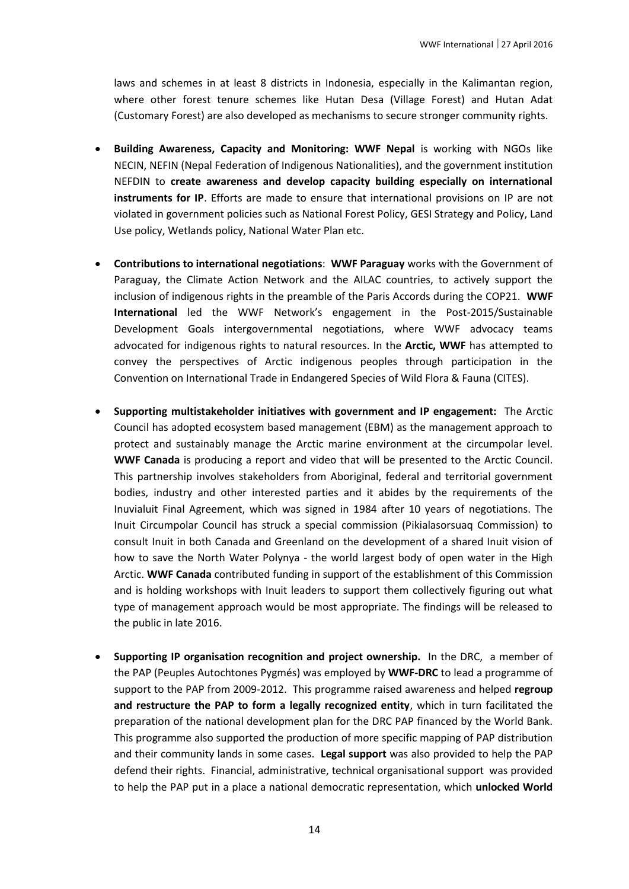laws and schemes in at least 8 districts in Indonesia, especially in the Kalimantan region, where other forest tenure schemes like Hutan Desa (Village Forest) and Hutan Adat (Customary Forest) are also developed as mechanisms to secure stronger community rights.

- **Building Awareness, Capacity and Monitoring: WWF Nepal** is working with NGOs like NECIN, NEFIN (Nepal Federation of Indigenous Nationalities), and the government institution NEFDIN to **create awareness and develop capacity building especially on international instruments for IP**. Efforts are made to ensure that international provisions on IP are not violated in government policies such as National Forest Policy, GESI Strategy and Policy, Land Use policy, Wetlands policy, National Water Plan etc.

- **Contributions to international negotiations**: **WWF Paraguay** works with the Government of Paraguay, the Climate Action Network and the AILAC countries, to actively support the inclusion of indigenous rights in the preamble of the Paris Accords during the COP21. **WWF International** led the WWF Network's engagement in the Post-2015/Sustainable Development Goals intergovernmental negotiations, where WWF advocacy teams advocated for indigenous rights to natural resources. In the **Arctic, WWF** has attempted to convey the perspectives of Arctic indigenous peoples through participation in the Convention on International Trade in Endangered Species of Wild Flora & Fauna (CITES).

- **Supporting multistakeholder initiatives with government and IP engagement:** The Arctic Council has adopted ecosystem based management (EBM) as the management approach to protect and sustainably manage the Arctic marine environment at the circumpolar level. **WWF Canada** is producing a report and video that will be presented to the Arctic Council. This partnership involves stakeholders from Aboriginal, federal and territorial government bodies, industry and other interested parties and it abides by the requirements of the Inuvialuit Final Agreement, which was signed in 1984 after 10 years of negotiations. The Inuit Circumpolar Council has struck a special commission (Pikialasorsuaq Commission) to consult Inuit in both Canada and Greenland on the development of a shared Inuit vision of how to save the North Water Polynya - the world largest body of open water in the High Arctic. **WWF Canada** contributed funding in support of the establishment of this Commission and is holding workshops with Inuit leaders to support them collectively figuring out what type of management approach would be most appropriate. The findings will be released to the public in late 2016.

- **Supporting IP organisation recognition and project ownership.** In the DRC, a member of the PAP (Peuples Autochtones Pygmés) was employed by **WWF-DRC** to lead a programme of support to the PAP from 2009-2012. This programme raised awareness and helped **regroup and restructure the PAP to form a legally recognized entity**, which in turn facilitated the preparation of the national development plan for the DRC PAP financed by the World Bank. This programme also supported the production of more specific mapping of PAP distribution and their community lands in some cases. **Legal support** was also provided to help the PAP defend their rights. Financial, administrative, technical organisational support was provided to help the PAP put in a place a national democratic representation, which **unlocked World**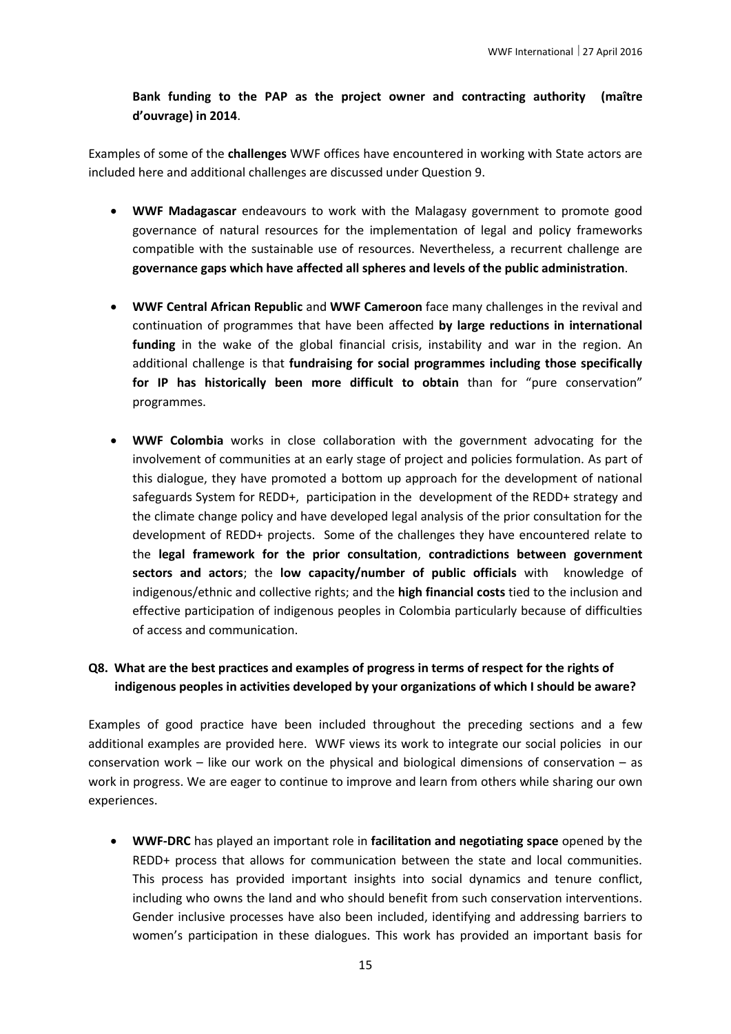**Bank funding to the PAP as the project owner and contracting authority (maître d'ouvrage) in 2014**.

Examples of some of the **challenges** WWF offices have encountered in working with State actors are included here and additional challenges are discussed under Question 9.

- **WWF Madagascar** endeavours to work with the Malagasy government to promote good governance of natural resources for the implementation of legal and policy frameworks compatible with the sustainable use of resources. Nevertheless, a recurrent challenge are **governance gaps which have affected all spheres and levels of the public administration**.

- **WWF Central African Republic** and **WWF Cameroon** face many challenges in the revival and continuation of programmes that have been affected **by large reductions in international funding** in the wake of the global financial crisis, instability and war in the region. An additional challenge is that **fundraising for social programmes including those specifically for IP has historically been more difficult to obtain** than for "pure conservation" programmes.

- **WWF Colombia** works in close collaboration with the government advocating for the involvement of communities at an early stage of project and policies formulation. As part of this dialogue, they have promoted a bottom up approach for the development of national safeguards System for REDD+, participation in the development of the REDD+ strategy and the climate change policy and have developed legal analysis of the prior consultation for the development of REDD+ projects. Some of the challenges they have encountered relate to the **legal framework for the prior consultation**, **contradictions between government sectors and actors**; the **low capacity/number of public officials** with knowledge of indigenous/ethnic and collective rights; and the **high financial costs** tied to the inclusion and effective participation of indigenous peoples in Colombia particularly because of difficulties of access and communication.

## Q8. What are the best practices and examples of progress in terms of respect for the rights of indigenous peoples in activities developed by your organizations of which I should be aware?

Examples of good practice have been included throughout the preceding sections and a few additional examples are provided here. WWF views its work to integrate our social policies in our conservation work – like our work on the physical and biological dimensions of conservation – as work in progress. We are eager to continue to improve and learn from others while sharing our own experiences.

- **WWF-DRC** has played an important role in **facilitation and negotiating space** opened by the REDD+ process that allows for communication between the state and local communities. This process has provided important insights into social dynamics and tenure conflict, including who owns the land and who should benefit from such conservation interventions. Gender inclusive processes have also been included, identifying and addressing barriers to women's participation in these dialogues. This work has provided an important basis for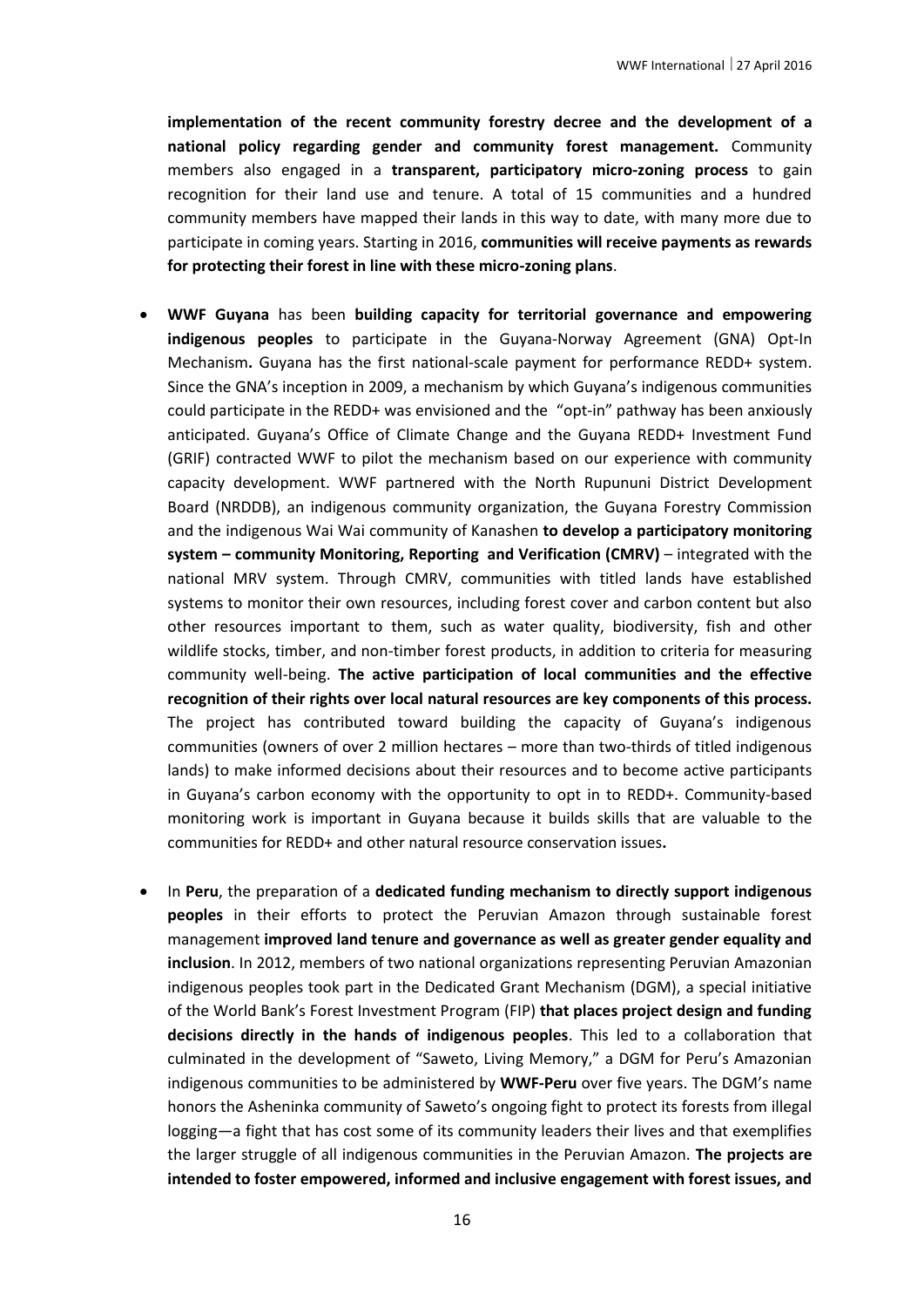**implementation of the recent community forestry decree and the development of a national policy regarding gender and community forest management.** Community members also engaged in a **transparent, participatory micro-zoning process** to gain recognition for their land use and tenure. A total of 15 communities and a hundred community members have mapped their lands in this way to date, with many more due to participate in coming years. Starting in 2016, **communities will receive payments as rewards for protecting their forest in line with these micro-zoning plans**.

- **WWF Guyana** has been **building capacity for territorial governance and empowering indigenous peoples** to participate in the Guyana-Norway Agreement (GNA) Opt-In Mechanism**.** Guyana has the first national-scale payment for performance REDD+ system. Since the GNA's inception in 2009, a mechanism by which Guyana's indigenous communities could participate in the REDD+ was envisioned and the "opt-in" pathway has been anxiously anticipated. Guyana's Office of Climate Change and the Guyana REDD+ Investment Fund (GRIF) contracted WWF to pilot the mechanism based on our experience with community capacity development. WWF partnered with the North Rupununi District Development Board (NRDDB), an indigenous community organization, the Guyana Forestry Commission and the indigenous Wai Wai community of Kanashen **to develop a participatory monitoring system – community Monitoring, Reporting and Verification (CMRV)** – integrated with the national MRV system. Through CMRV, communities with titled lands have established systems to monitor their own resources, including forest cover and carbon content but also other resources important to them, such as water quality, biodiversity, fish and other wildlife stocks, timber, and non-timber forest products, in addition to criteria for measuring community well-being. **The active participation of local communities and the effective recognition of their rights over local natural resources are key components of this process.** The project has contributed toward building the capacity of Guyana's indigenous communities (owners of over 2 million hectares – more than two-thirds of titled indigenous lands) to make informed decisions about their resources and to become active participants in Guyana's carbon economy with the opportunity to opt in to REDD+. Community-based monitoring work is important in Guyana because it builds skills that are valuable to the communities for REDD+ and other natural resource conservation issues**.**

- In **Peru**, the preparation of a **dedicated funding mechanism to directly support indigenous peoples** in their efforts to protect the Peruvian Amazon through sustainable forest management **improved land tenure and governance as well as greater gender equality and inclusion**. In 2012, members of two national organizations representing Peruvian Amazonian indigenous peoples took part in the Dedicated Grant Mechanism (DGM), a special initiative of the World Bank's Forest Investment Program (FIP) **that places project design and funding decisions directly in the hands of indigenous peoples**. This led to a collaboration that culminated in the development of "Saweto, Living Memory," a DGM for Peru's Amazonian indigenous communities to be administered by **WWF-Peru** over five years. The DGM's name honors the Asheninka community of Saweto's ongoing fight to protect its forests from illegal logging—a fight that has cost some of its community leaders their lives and that exemplifies the larger struggle of all indigenous communities in the Peruvian Amazon. **The projects are intended to foster empowered, informed and inclusive engagement with forest issues, and**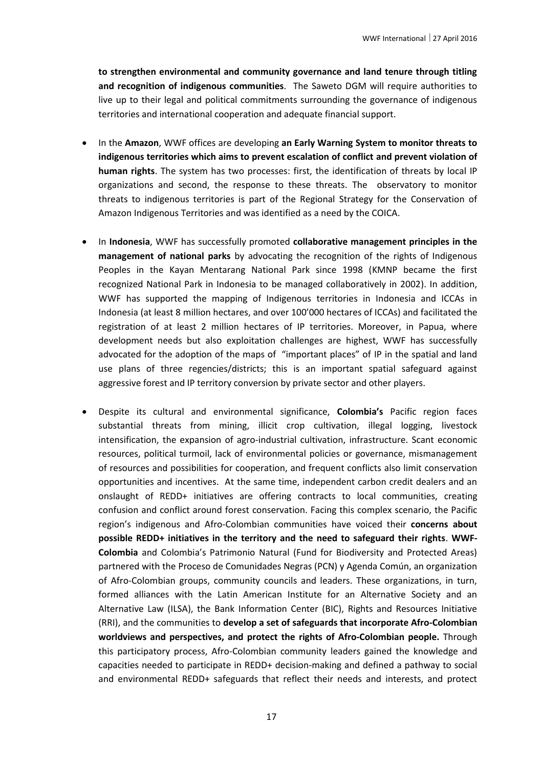**to strengthen environmental and community governance and land tenure through titling and recognition of indigenous communities**. The Saweto DGM will require authorities to live up to their legal and political commitments surrounding the governance of indigenous territories and international cooperation and adequate financial support.

- In the **Amazon**, WWF offices are developing **an Early Warning System to monitor threats to indigenous territories which aims to prevent escalation of conflict and prevent violation of human rights**. The system has two processes: first, the identification of threats by local IP organizations and second, the response to these threats. The observatory to monitor threats to indigenous territories is part of the Regional Strategy for the Conservation of Amazon Indigenous Territories and was identified as a need by the COICA.

- In **Indonesia**, WWF has successfully promoted **collaborative management principles in the management of national parks** by advocating the recognition of the rights of Indigenous Peoples in the Kayan Mentarang National Park since 1998 (KMNP became the first recognized National Park in Indonesia to be managed collaboratively in 2002). In addition, WWF has supported the mapping of Indigenous territories in Indonesia and ICCAs in Indonesia (at least 8 million hectares, and over 100'000 hectares of ICCAs) and facilitated the registration of at least 2 million hectares of IP territories. Moreover, in Papua, where development needs but also exploitation challenges are highest, WWF has successfully advocated for the adoption of the maps of "important places" of IP in the spatial and land use plans of three regencies/districts; this is an important spatial safeguard against aggressive forest and IP territory conversion by private sector and other players.

- Despite its cultural and environmental significance, **Colombia's** Pacific region faces substantial threats from mining, illicit crop cultivation, illegal logging, livestock intensification, the expansion of agro-industrial cultivation, infrastructure. Scant economic resources, political turmoil, lack of environmental policies or governance, mismanagement of resources and possibilities for cooperation, and frequent conflicts also limit conservation opportunities and incentives. At the same time, independent carbon credit dealers and an onslaught of REDD+ initiatives are offering contracts to local communities, creating confusion and conflict around forest conservation. Facing this complex scenario, the Pacific region's indigenous and Afro-Colombian communities have voiced their **concerns about possible REDD+ initiatives in the territory and the need to safeguard their rights**. **WWF-Colombia** and Colombia's Patrimonio Natural (Fund for Biodiversity and Protected Areas) partnered with the Proceso de Comunidades Negras (PCN) y Agenda Común, an organization of Afro-Colombian groups, community councils and leaders. These organizations, in turn, formed alliances with the Latin American Institute for an Alternative Society and an Alternative Law (ILSA), the Bank Information Center (BIC), Rights and Resources Initiative (RRI), and the communities to **develop a set of safeguards that incorporate Afro-Colombian worldviews and perspectives, and protect the rights of Afro-Colombian people.** Through this participatory process, Afro-Colombian community leaders gained the knowledge and capacities needed to participate in REDD+ decision-making and defined a pathway to social and environmental REDD+ safeguards that reflect their needs and interests, and protect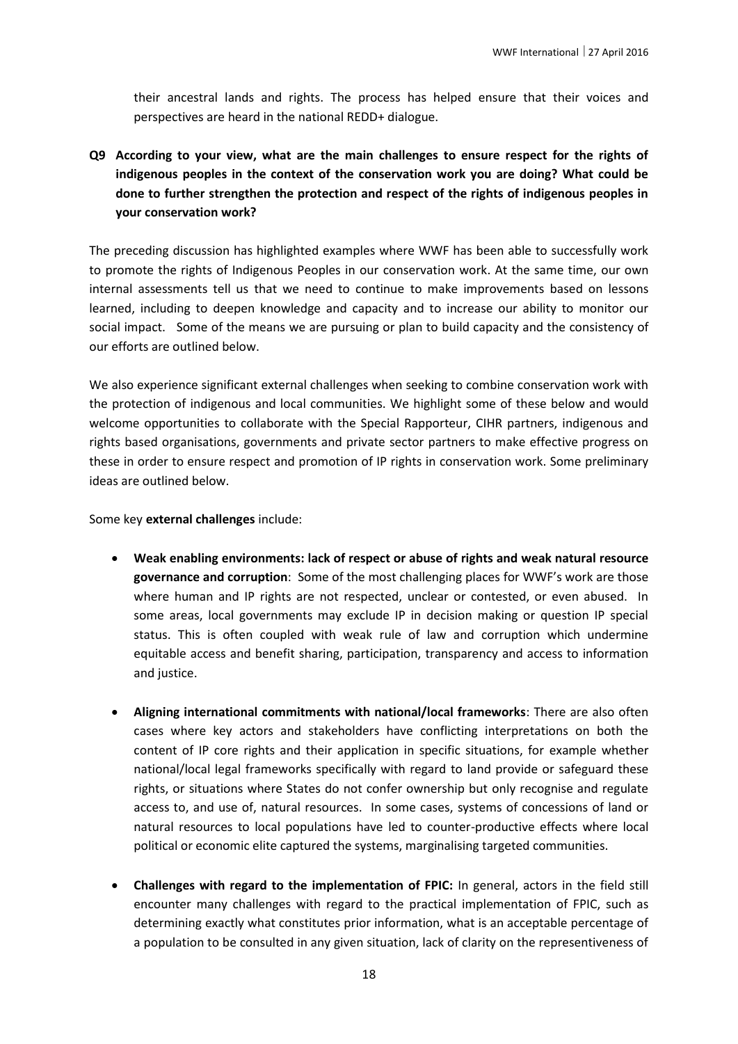their ancestral lands and rights. The process has helped ensure that their voices and perspectives are heard in the national REDD+ dialogue.

**Q9 According to your view, what are the main challenges to ensure respect for the rights of indigenous peoples in the context of the conservation work you are doing? What could be done to further strengthen the protection and respect of the rights of indigenous peoples in your conservation work?**

The preceding discussion has highlighted examples where WWF has been able to successfully work to promote the rights of Indigenous Peoples in our conservation work. At the same time, our own internal assessments tell us that we need to continue to make improvements based on lessons learned, including to deepen knowledge and capacity and to increase our ability to monitor our social impact. Some of the means we are pursuing or plan to build capacity and the consistency of our efforts are outlined below.

We also experience significant external challenges when seeking to combine conservation work with the protection of indigenous and local communities. We highlight some of these below and would welcome opportunities to collaborate with the Special Rapporteur, CIHR partners, indigenous and rights based organisations, governments and private sector partners to make effective progress on these in order to ensure respect and promotion of IP rights in conservation work. Some preliminary ideas are outlined below.

Some key **external challenges** include:

- **Weak enabling environments: lack of respect or abuse of rights and weak natural resource governance and corruption**: Some of the most challenging places for WWF's work are those where human and IP rights are not respected, unclear or contested, or even abused. In some areas, local governments may exclude IP in decision making or question IP special status. This is often coupled with weak rule of law and corruption which undermine equitable access and benefit sharing, participation, transparency and access to information and justice.

- **Aligning international commitments with national/local frameworks**: There are also often cases where key actors and stakeholders have conflicting interpretations on both the content of IP core rights and their application in specific situations, for example whether national/local legal frameworks specifically with regard to land provide or safeguard these rights, or situations where States do not confer ownership but only recognise and regulate access to, and use of, natural resources. In some cases, systems of concessions of land or natural resources to local populations have led to counter-productive effects where local political or economic elite captured the systems, marginalising targeted communities.

- **Challenges with regard to the implementation of FPIC:** In general, actors in the field still encounter many challenges with regard to the practical implementation of FPIC, such as determining exactly what constitutes prior information, what is an acceptable percentage of a population to be consulted in any given situation, lack of clarity on the representiveness of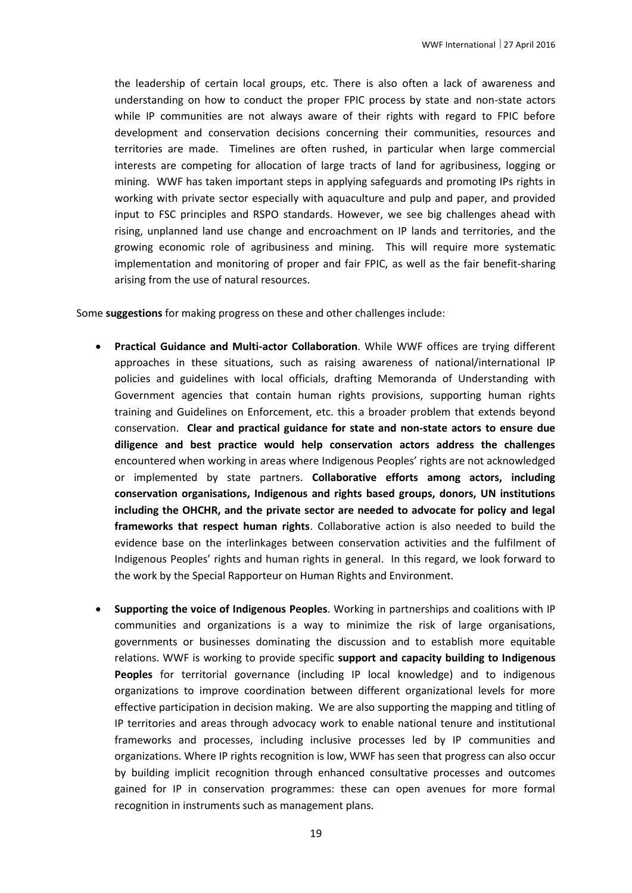the leadership of certain local groups, etc. There is also often a lack of awareness and understanding on how to conduct the proper FPIC process by state and non-state actors while IP communities are not always aware of their rights with regard to FPIC before development and conservation decisions concerning their communities, resources and territories are made. Timelines are often rushed, in particular when large commercial interests are competing for allocation of large tracts of land for agribusiness, logging or mining. WWF has taken important steps in applying safeguards and promoting IPs rights in working with private sector especially with aquaculture and pulp and paper, and provided input to FSC principles and RSPO standards. However, we see big challenges ahead with rising, unplanned land use change and encroachment on IP lands and territories, and the growing economic role of agribusiness and mining. This will require more systematic implementation and monitoring of proper and fair FPIC, as well as the fair benefit-sharing arising from the use of natural resources.

Some **suggestions** for making progress on these and other challenges include:

- **Practical Guidance and Multi-actor Collaboration**. While WWF offices are trying different approaches in these situations, such as raising awareness of national/international IP policies and guidelines with local officials, drafting Memoranda of Understanding with Government agencies that contain human rights provisions, supporting human rights training and Guidelines on Enforcement, etc. this a broader problem that extends beyond conservation. **Clear and practical guidance for state and non-state actors to ensure due diligence and best practice would help conservation actors address the challenges** encountered when working in areas where Indigenous Peoples' rights are not acknowledged or implemented by state partners. **Collaborative efforts among actors, including conservation organisations, Indigenous and rights based groups, donors, UN institutions including the OHCHR, and the private sector are needed to advocate for policy and legal frameworks that respect human rights**. Collaborative action is also needed to build the evidence base on the interlinkages between conservation activities and the fulfilment of Indigenous Peoples' rights and human rights in general. In this regard, we look forward to the work by the Special Rapporteur on Human Rights and Environment.

- **Supporting the voice of Indigenous Peoples**. Working in partnerships and coalitions with IP communities and organizations is a way to minimize the risk of large organisations, governments or businesses dominating the discussion and to establish more equitable relations. WWF is working to provide specific **support and capacity building to Indigenous Peoples** for territorial governance (including IP local knowledge) and to indigenous organizations to improve coordination between different organizational levels for more effective participation in decision making. We are also supporting the mapping and titling of IP territories and areas through advocacy work to enable national tenure and institutional frameworks and processes, including inclusive processes led by IP communities and organizations. Where IP rights recognition is low, WWF has seen that progress can also occur by building implicit recognition through enhanced consultative processes and outcomes gained for IP in conservation programmes: these can open avenues for more formal recognition in instruments such as management plans.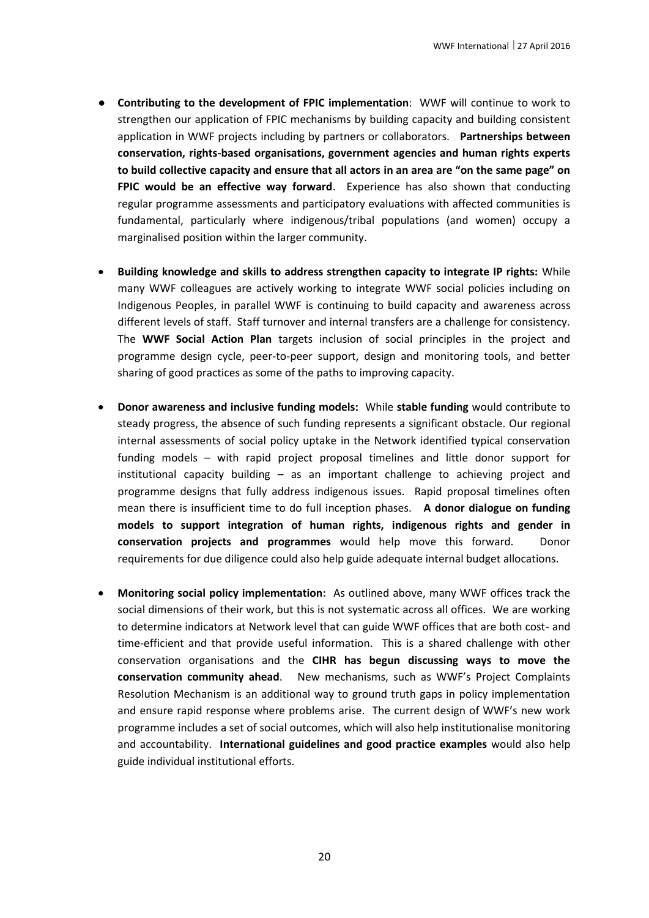- **Contributing to the development of FPIC implementation**: WWF will continue to work to strengthen our application of FPIC mechanisms by building capacity and building consistent application in WWF projects including by partners or collaborators. **Partnerships between conservation, rights-based organisations, government agencies and human rights experts to build collective capacity and ensure that all actors in an area are "on the same page" on FPIC would be an effective way forward**. Experience has also shown that conducting regular programme assessments and participatory evaluations with affected communities is fundamental, particularly where indigenous/tribal populations (and women) occupy a marginalised position within the larger community.

- **Building knowledge and skills to address strengthen capacity to integrate IP rights:** While many WWF colleagues are actively working to integrate WWF social policies including on Indigenous Peoples, in parallel WWF is continuing to build capacity and awareness across different levels of staff. Staff turnover and internal transfers are a challenge for consistency. The **WWF Social Action Plan** targets inclusion of social principles in the project and programme design cycle, peer-to-peer support, design and monitoring tools, and better sharing of good practices as some of the paths to improving capacity.

- **Donor awareness and inclusive funding models:** While **stable funding** would contribute to steady progress, the absence of such funding represents a significant obstacle. Our regional internal assessments of social policy uptake in the Network identified typical conservation funding models – with rapid project proposal timelines and little donor support for institutional capacity building – as an important challenge to achieving project and programme designs that fully address indigenous issues. Rapid proposal timelines often mean there is insufficient time to do full inception phases. **A donor dialogue on funding models to support integration of human rights, indigenous rights and gender in conservation projects and programmes** would help move this forward. Donor requirements for due diligence could also help guide adequate internal budget allocations.

- **Monitoring social policy implementation:** As outlined above, many WWF offices track the social dimensions of their work, but this is not systematic across all offices. We are working to determine indicators at Network level that can guide WWF offices that are both cost- and time-efficient and that provide useful information. This is a shared challenge with other conservation organisations and the **CIHR has begun discussing ways to move the conservation community ahead**. New mechanisms, such as WWF's Project Complaints Resolution Mechanism is an additional way to ground truth gaps in policy implementation and ensure rapid response where problems arise. The current design of WWF's new work programme includes a set of social outcomes, which will also help institutionalise monitoring and accountability. **International guidelines and good practice examples** would also help guide individual institutional efforts.